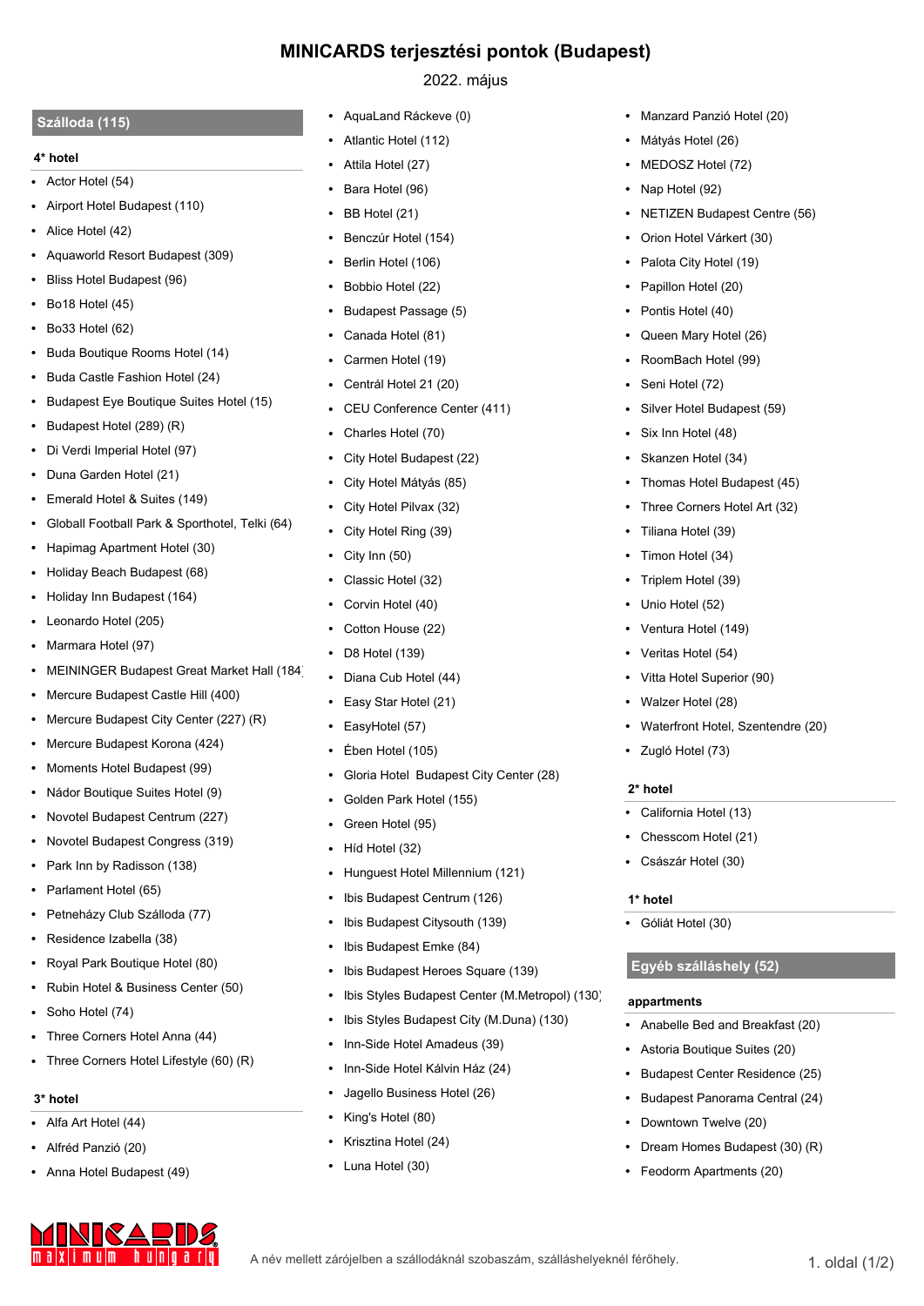# MINICARDS terjesztési pontok (Budapest)

2022. május

## Szálloda (115)

### 4* hotel

- Actor Hotel (54)
- Airport Hotel Budapest (110)
- Alice Hotel (42)
- Aquaworld Resort Budapest (309)
- Bliss Hotel Budapest (96)
- Bo18 Hotel (45)
- Bo33 Hotel (62)
- Buda Boutique Rooms Hotel (14)
- Buda Castle Fashion Hotel (24)
- Budapest Eye Boutique Suites Hotel (15)
- Budapest Hotel (289) (R)
- Di Verdi Imperial Hotel (97)
- Duna Garden Hotel (21)
- Emerald Hotel & Suites (149)
- Globall Football Park & Sporthotel, Telki (64)
- Hapimag Apartment Hotel (30)
- Holiday Beach Budapest (68)
- Holiday Inn Budapest (164)
- Leonardo Hotel (205)
- Marmara Hotel (97)
- MEININGER Budapest Great Market Hall (184)
- Mercure Budapest Castle Hill (400)
- Mercure Budapest City Center (227) (R)
- Mercure Budapest Korona (424)
- Moments Hotel Budapest (99)
- Nádor Boutique Suites Hotel (9)
- Novotel Budapest Centrum (227)
- Novotel Budapest Congress (319)
- Park Inn by Radisson (138)
- Parlament Hotel (65)
- Petneházy Club Szálloda (77)
- Residence Izabella (38)
- Royal Park Boutique Hotel (80)
- Rubin Hotel & Business Center (50)
- Soho Hotel (74)
- Three Corners Hotel Anna (44)
- Three Corners Hotel Lifestyle (60) (R)

### 3* hotel

- Alfa Art Hotel (44)
- Alfréd Panzió (20)
- Anna Hotel Budapest (49)
- AquaLand Ráckeve (0)
- Atlantic Hotel (112)
- Attila Hotel (27)
- Bara Hotel (96)
- BB Hotel (21)
- Benczúr Hotel (154)
- Berlin Hotel (106)
- Bobbio Hotel (22)
- Budapest Passage (5)
- Canada Hotel (81)
- Carmen Hotel (19)
- Centrál Hotel 21 (20)
- CEU Conference Center (411)
- Charles Hotel (70)
- City Hotel Budapest (22)
- City Hotel Mátyás (85)
- City Hotel Pilvax (32)
- City Hotel Ring (39)
- City Inn (50)
- Classic Hotel (32)
- Corvin Hotel (40)
- Cotton House (22)
- D8 Hotel (139)
- Diana Cub Hotel (44)
- Easy Star Hotel (21)
- EasyHotel (57)
- Ében Hotel (105)
- Gloria Hotel Budapest City Center (28)
- Golden Park Hotel (155)
- Green Hotel (95)
- Híd Hotel (32)
- Hunguest Hotel Millennium (121)
- Ibis Budapest Centrum (126)
- Ibis Budapest Citysouth (139)
- Ibis Budapest Emke (84)
- Ibis Budapest Heroes Square (139)
- Ibis Styles Budapest Center (M.Metropol) (130)
- Ibis Styles Budapest City (M.Duna) (130)
- Inn-Side Hotel Amadeus (39)
- Inn-Side Hotel Kálvin Ház (24)
- Jagello Business Hotel (26)
- King's Hotel (80)
- Krisztina Hotel (24)
- Luna Hotel (30)
- Manzard Panzió Hotel (20)
- Mátyás Hotel (26)
- MEDOSZ Hotel (72)
- Nap Hotel (92)
- NETIZEN Budapest Centre (56)
- Orion Hotel Várkert (30)
- Palota City Hotel (19)
- Papillon Hotel (20)
- Pontis Hotel (40)
- Queen Mary Hotel (26)
- RoomBach Hotel (99)
- Seni Hotel (72)
- Silver Hotel Budapest (59)
- Six Inn Hotel (48)
- Skanzen Hotel (34)
- Thomas Hotel Budapest (45)
- Three Corners Hotel Art (32)
- Tiliana Hotel (39)
- Timon Hotel (34)
- Triplem Hotel (39)
- Unio Hotel (52)
- Ventura Hotel (149)
- Veritas Hotel (54)
- Vitta Hotel Superior (90)
- Walzer Hotel (28)
- Waterfront Hotel, Szentendre (20)
- Zugló Hotel (73)

### 2* hotel

- California Hotel (13)
- Chesscom Hotel (21)
- Császár Hotel (30)

### 1* hotel

- Góliát Hotel (30)

## Egyéb szálláshely (52)

### appartments

- Anabelle Bed and Breakfast (20)
- Astoria Boutique Suites (20)
- Budapest Center Residence (25)
- Budapest Panorama Central (24)
- Downtown Twelve (20)
- Dream Homes Budapest (30) (R)
- Feodorm Apartments (20)

MINICARDS maximum hungary

A név mellett zárójelben a szállodáknál szobaszám, szálláshelyeknél férőhely.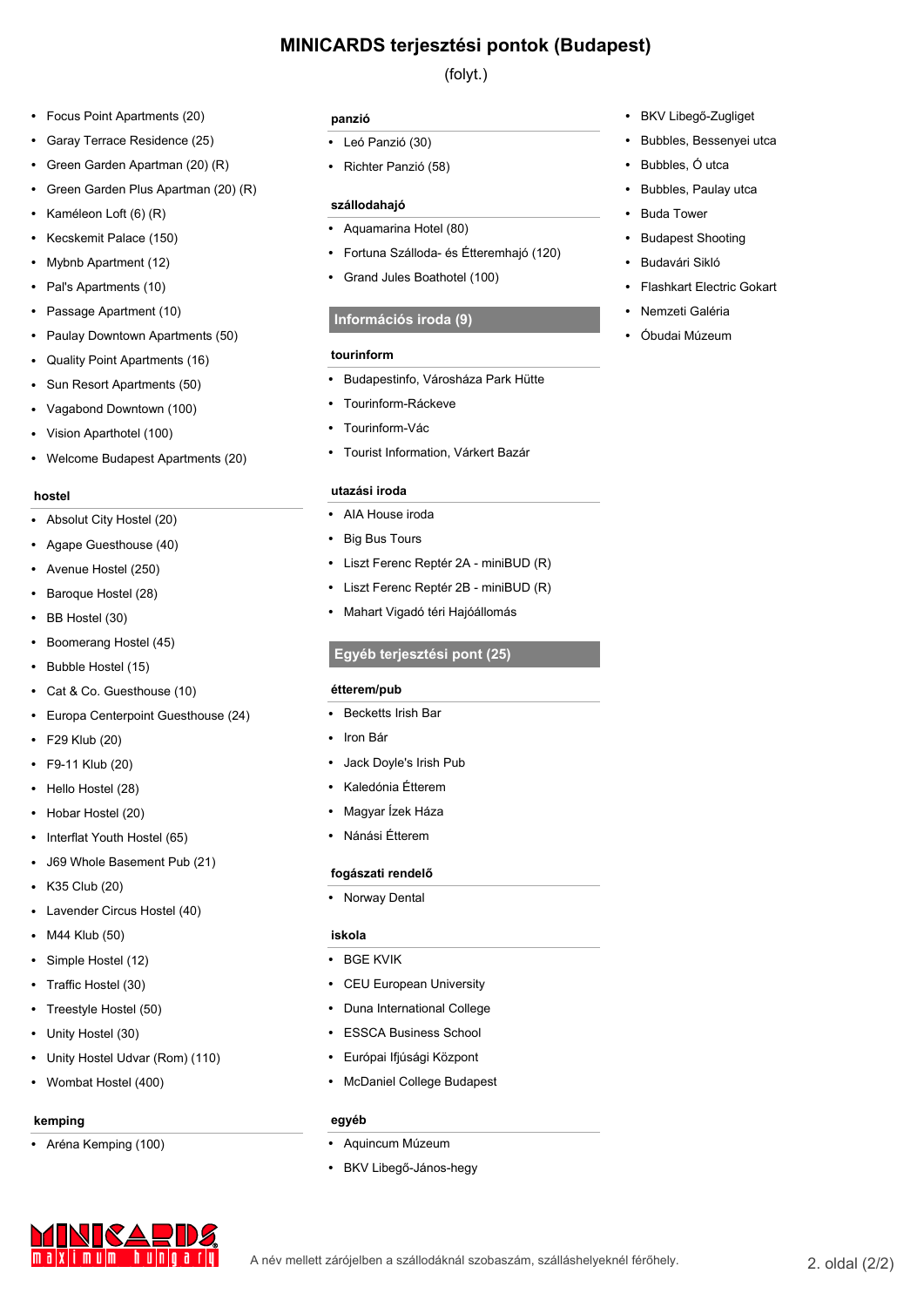# MINICARDS terjesztési pontok (Budapest)

(folyt.)

- Focus Point Apartments (20)
- Garay Terrace Residence (25)
- Green Garden Apartman (20) (R)
- Green Garden Plus Apartman (20) (R)
- Kaméleon Loft (6) (R)
- Kecskemit Palace (150)
- Mybnb Apartment (12)
- Pal's Apartments (10)
- Passage Apartment (10)
- Paulay Downtown Apartments (50)
- Quality Point Apartments (16)
- Sun Resort Apartments (50)
- Vagabond Downtown (100)
- Vision Aparthotel (100)
- Welcome Budapest Apartments (20)

### hostel

- Absolut City Hostel (20)
- Agape Guesthouse (40)
- Avenue Hostel (250)
- Baroque Hostel (28)
- BB Hostel (30)
- Boomerang Hostel (45)
- Bubble Hostel (15)
- Cat & Co. Guesthouse (10)
- Europa Centerpoint Guesthouse (24)
- F29 Klub (20)
- F9-11 Klub (20)
- Hello Hostel (28)
- Hobar Hostel (20)
- Interflat Youth Hostel (65)
- J69 Whole Basement Pub (21)
- K35 Club (20)
- Lavender Circus Hostel (40)
- M44 Klub (50)
- Simple Hostel (12)
- Traffic Hostel (30)
- Treestyle Hostel (50)
- Unity Hostel (30)
- Unity Hostel Udvar (Rom) (110)
- Wombat Hostel (400)

### kemping

- Aréna Kemping (100)

### panzió

- Leó Panzió (30)
- Richter Panzió (58)

### szállodahajó

- Aquamarina Hotel (80)
- Fortuna Szálloda- és Étteremhajó (120)
- Grand Jules Boathotel (100)

## Információs iroda (9)

### tourinform

- Budapestinfo, Városháza Park Hütte
- Tourinform-Ráckeve
- Tourinform-Vác
- Tourist Information, Várkert Bazár

### utazási iroda

- AIA House iroda
- Big Bus Tours
- Liszt Ferenc Reptér 2A - miniBUD (R)
- Liszt Ferenc Reptér 2B - miniBUD (R)
- Mahart Vigadó téri Hajóállomás

## Egyéb terjesztési pont (25)

### étterem/pub

- Becketts Irish Bar
- Iron Bár
- Jack Doyle's Irish Pub
- Kaledónia Étterem
- Magyar Ízek Háza
- Nánási Étterem

### fogászati rendelő

- Norway Dental

### iskola

- BGE KVIK
- CEU European University
- Duna International College
- ESSCA Business School
- Európai Ifjúsági Központ
- McDaniel College Budapest

### egyéb

- Aquincum Múzeum
- BKV Libegő-János-hegy
- BKV Libegő-Zugliget
- Bubbles, Bessenyei utca
- Bubbles, Ó utca
- Bubbles, Paulay utca
- Buda Tower
- Budapest Shooting
- Budavári Sikló
- Flashkart Electric Gokart
- Nemzeti Galéria
- Óbudai Múzeum

MINICARDS maximum hungary

A név mellett zárójelben a szállodáknál szobaszám, szálláshelyeknél férőhely.